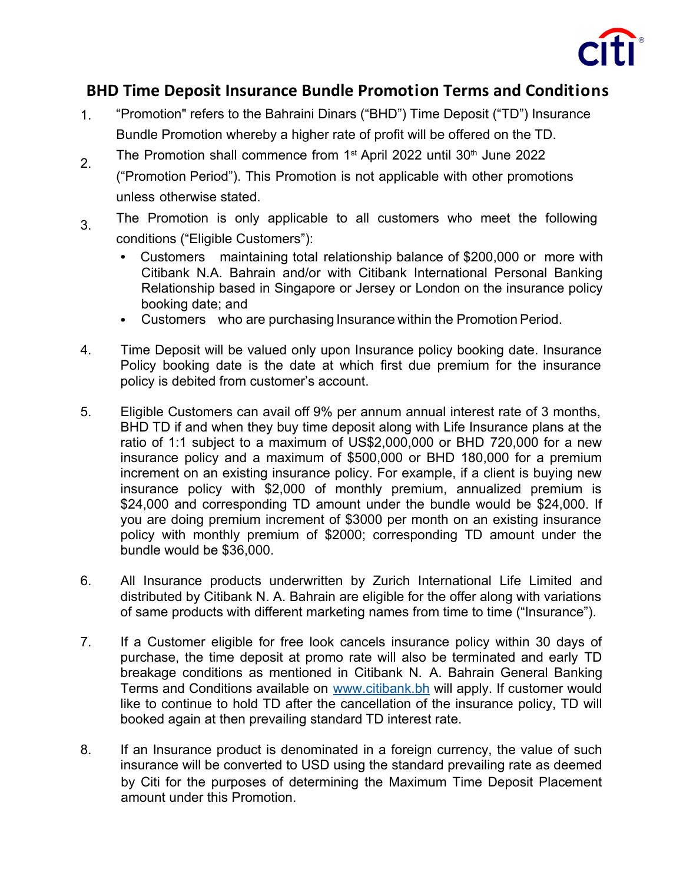# BHD Time Deposit Insurance Bundle Promotion Terms and Conditions

1. "Promotion" refers to the Bahraini Dinars ("BHD") Time Deposit ("TD") Insurance Bundle Promotion whereby a higher rate of profit will be offered on the TD.
2. The Promotion shall commence from 1st April 2022 until 30th June 2022 ("Promotion Period"). This Promotion is not applicable with other promotions unless otherwise stated.
3. The Promotion is only applicable to all customers who meet the following conditions ("Eligible Customers"):
   - Customers maintaining total relationship balance of $200,000 or more with Citibank N.A. Bahrain and/or with Citibank International Personal Banking Relationship based in Singapore or Jersey or London on the insurance policy booking date; and
   - Customers who are purchasing Insurance within the Promotion Period.
4. Time Deposit will be valued only upon Insurance policy booking date. Insurance Policy booking date is the date at which first due premium for the insurance policy is debited from customer's account.
5. Eligible Customers can avail off 9% per annum annual interest rate of 3 months, BHD TD if and when they buy time deposit along with Life Insurance plans at the ratio of 1:1 subject to a maximum of US$2,000,000 or BHD 720,000 for a new insurance policy and a maximum of $500,000 or BHD 180,000 for a premium increment on an existing insurance policy. For example, if a client is buying new insurance policy with $2,000 of monthly premium, annualized premium is $24,000 and corresponding TD amount under the bundle would be $24,000. If you are doing premium increment of $3000 per month on an existing insurance policy with monthly premium of $2000; corresponding TD amount under the bundle would be $36,000.
6. All Insurance products underwritten by Zurich International Life Limited and distributed by Citibank N. A. Bahrain are eligible for the offer along with variations of same products with different marketing names from time to time ("Insurance").
7. If a Customer eligible for free look cancels insurance policy within 30 days of purchase, the time deposit at promo rate will also be terminated and early TD breakage conditions as mentioned in Citibank N. A. Bahrain General Banking Terms and Conditions available on www.citibank.bh will apply. If customer would like to continue to hold TD after the cancellation of the insurance policy, TD will booked again at then prevailing standard TD interest rate.
8. If an Insurance product is denominated in a foreign currency, the value of such insurance will be converted to USD using the standard prevailing rate as deemed by Citi for the purposes of determining the Maximum Time Deposit Placement amount under this Promotion.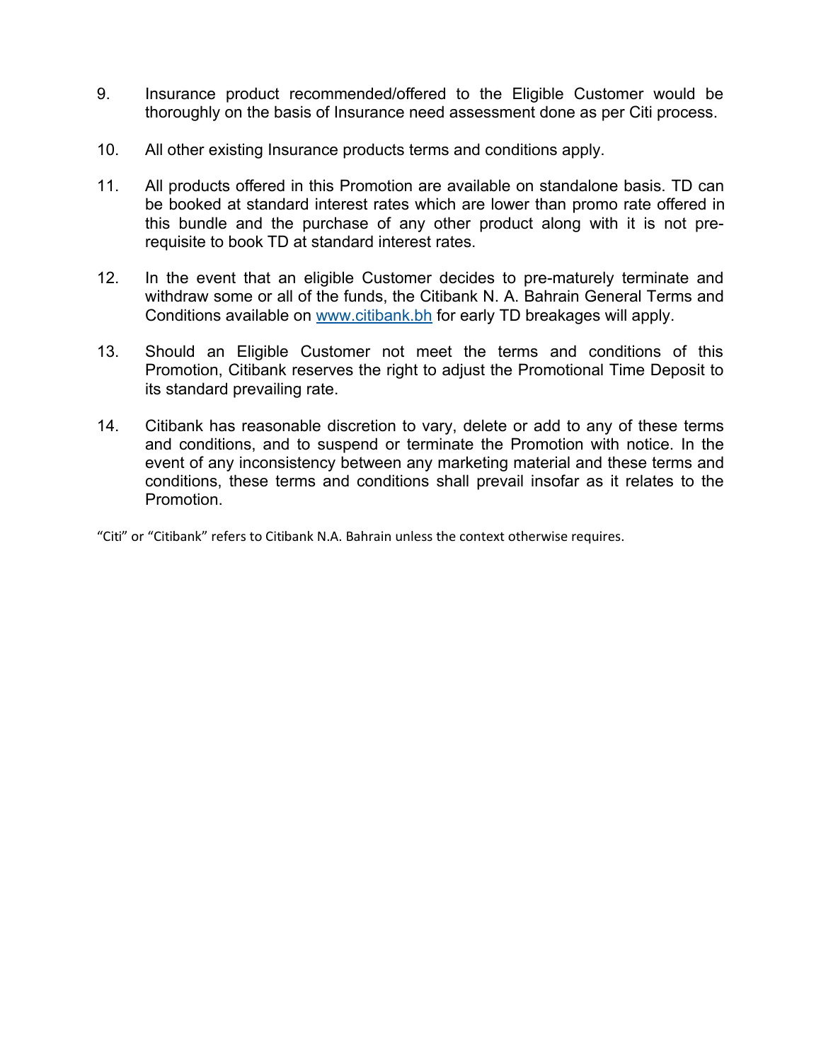9. Insurance product recommended/offered to the Eligible Customer would be thoroughly on the basis of Insurance need assessment done as per Citi process.

10. All other existing Insurance products terms and conditions apply.

11. All products offered in this Promotion are available on standalone basis. TD can be booked at standard interest rates which are lower than promo rate offered in this bundle and the purchase of any other product along with it is not pre-requisite to book TD at standard interest rates.

12. In the event that an eligible Customer decides to pre-maturely terminate and withdraw some or all of the funds, the Citibank N. A. Bahrain General Terms and Conditions available on www.citibank.bh for early TD breakages will apply.

13. Should an Eligible Customer not meet the terms and conditions of this Promotion, Citibank reserves the right to adjust the Promotional Time Deposit to its standard prevailing rate.

14. Citibank has reasonable discretion to vary, delete or add to any of these terms and conditions, and to suspend or terminate the Promotion with notice. In the event of any inconsistency between any marketing material and these terms and conditions, these terms and conditions shall prevail insofar as it relates to the Promotion.

"Citi" or "Citibank" refers to Citibank N.A. Bahrain unless the context otherwise requires.